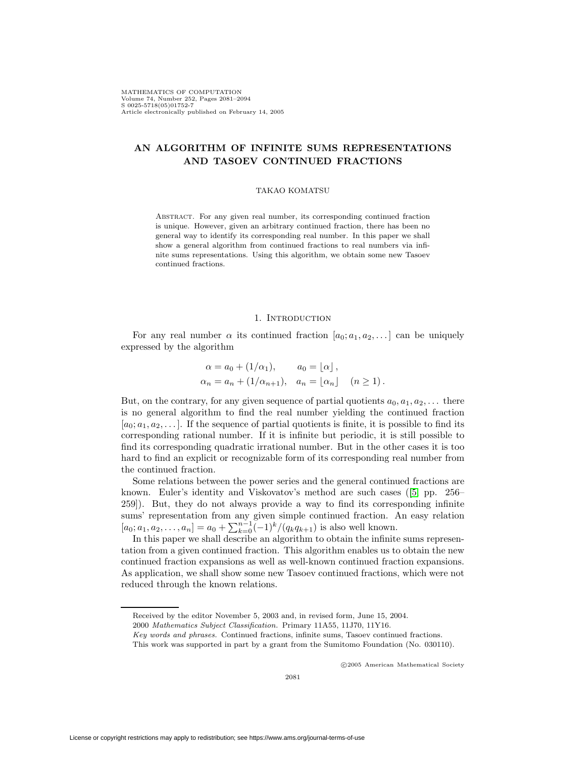# AN ALGORITHM OF INFINITE SUMS REPRESENTATIONS AND TASOEV CONTINUED FRACTIONS

TAKAO KOMATSU

ABSTRACT. For any given real number, its corresponding continued fraction is unique. However, given an arbitrary continued fraction, there has been no general way to identify its corresponding real number. In this paper we shall show a general algorithm from continued fractions to real numbers via infinite sums representations. Using this algorithm, we obtain some new Tasoev continued fractions.

## 1. Introduction

For any real number $\alpha$ its continued fraction $[a_0; a_1, a_2, \dots]$ can be uniquely expressed by the algorithm

$$\alpha = a_0 + (1/\alpha_1), \qquad a_0 = \lfloor \alpha \rfloor,$$
$$\alpha_n = a_n + (1/\alpha_{n+1}), \quad a_n = \lfloor \alpha_n \rfloor \quad (n \geq 1).$$

But, on the contrary, for any given sequence of partial quotients $a_0, a_1, a_2, \dots$ there is no general algorithm to find the real number yielding the continued fraction $[a_0; a_1, a_2, \dots]$. If the sequence of partial quotients is finite, it is possible to find its corresponding rational number. If it is infinite but periodic, it is still possible to find its corresponding quadratic irrational number. But in the other cases it is too hard to find an explicit or recognizable form of its corresponding real number from the continued fraction.

Some relations between the power series and the general continued fractions are known. Euler's identity and Viskovatov's method are such cases ([5, pp. 256–259]). But, they do not always provide a way to find its corresponding infinite sums' representation from any given simple continued fraction. An easy relation $[a_0; a_1, a_2, \dots, a_n] = a_0 + \sum_{k=0}^{n-1} (-1)^k / (q_k q_{k+1})$ is also well known.

In this paper we shall describe an algorithm to obtain the infinite sums representation from a given continued fraction. This algorithm enables us to obtain the new continued fraction expansions as well as well-known continued fraction expansions. As application, we shall show some new Tasoev continued fractions, which were not reduced through the known relations.

Received by the editor November 5, 2003 and, in revised form, June 15, 2004.

2000 *Mathematics Subject Classification.* Primary 11A55, 11J70, 11Y16.

*Key words and phrases.* Continued fractions, infinite sums, Tasoev continued fractions.

This work was supported in part by a grant from the Sumitomo Foundation (No. 030110).

©2005 American Mathematical Society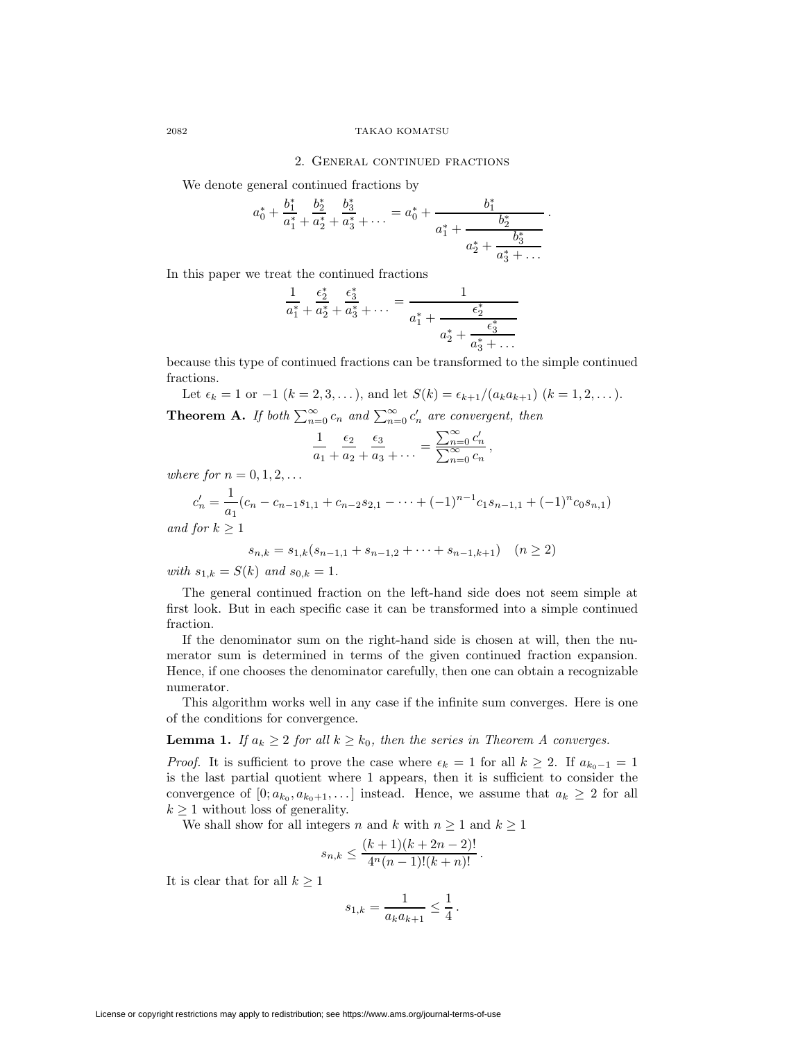## 2. General continued fractions

We denote general continued fractions by

$$a_0^* + \frac{b_1^*}{a_1^*} + \frac{b_2^*}{a_2^*} + \frac{b_3^*}{a_3^*} + \cdots = a_0^* + \cfrac{b_1^*}{a_1^* + \cfrac{b_2^*}{a_2^* + \cfrac{b_3^*}{a_3^* + \dots}}} \,.$$

In this paper we treat the continued fractions

$$\frac{1}{a_1^*} + \frac{\epsilon_2^*}{a_2^*} + \frac{\epsilon_3^*}{a_3^*} + \cdots = \cfrac{1}{a_1^* + \cfrac{\epsilon_2^*}{a_2^* + \cfrac{\epsilon_3^*}{a_3^* + \dots}}}$$

because this type of continued fractions can be transformed to the simple continued fractions.

Let $\epsilon_k = 1$ or $-1$ $(k = 2, 3, \dots)$, and let $S(k) = \epsilon_{k+1}/(a_k a_{k+1})$ $(k = 1, 2, \dots)$.

**Theorem A.** *If both $\sum_{n=0}^{\infty} c_n$ and $\sum_{n=0}^{\infty} c'_n$ are convergent, then*

$$\frac{1}{a_1} + \frac{\epsilon_2}{a_2} + \frac{\epsilon_3}{a_3} + \cdots = \frac{\sum_{n=0}^{\infty} c'_n}{\sum_{n=0}^{\infty} c_n}\,,$$

*where for $n = 0, 1, 2, \dots$*

$$c'_n = \frac{1}{a_1}(c_n - c_{n-1}s_{1,1} + c_{n-2}s_{2,1} - \cdots + (-1)^{n-1}c_1 s_{n-1,1} + (-1)^n c_0 s_{n,1})$$

*and for $k \geq 1$*

$$s_{n,k} = s_{1,k}(s_{n-1,1} + s_{n-1,2} + \cdots + s_{n-1,k+1}) \quad (n \geq 2)$$

*with $s_{1,k} = S(k)$ and $s_{0,k} = 1$.*

The general continued fraction on the left-hand side does not seem simple at first look. But in each specific case it can be transformed into a simple continued fraction.

If the denominator sum on the right-hand side is chosen at will, then the numerator sum is determined in terms of the given continued fraction expansion. Hence, if one chooses the denominator carefully, then one can obtain a recognizable numerator.

This algorithm works well in any case if the infinite sum converges. Here is one of the conditions for convergence.

**Lemma 1.** *If $a_k \geq 2$ for all $k \geq k_0$, then the series in Theorem A converges.*

*Proof.* It is sufficient to prove the case where $\epsilon_k = 1$ for all $k \geq 2$. If $a_{k_0-1} = 1$ is the last partial quotient where 1 appears, then it is sufficient to consider the convergence of $[0; a_{k_0}, a_{k_0+1}, \dots]$ instead. Hence, we assume that $a_k \geq 2$ for all $k \geq 1$ without loss of generality.

We shall show for all integers $n$ and $k$ with $n \geq 1$ and $k \geq 1$

$$s_{n,k} \leq \frac{(k+1)(k+2n-2)!}{4^n (n-1)!(k+n)!}\,.$$

It is clear that for all $k \geq 1$

$$s_{1,k} = \frac{1}{a_k a_{k+1}} \leq \frac{1}{4}\,.$$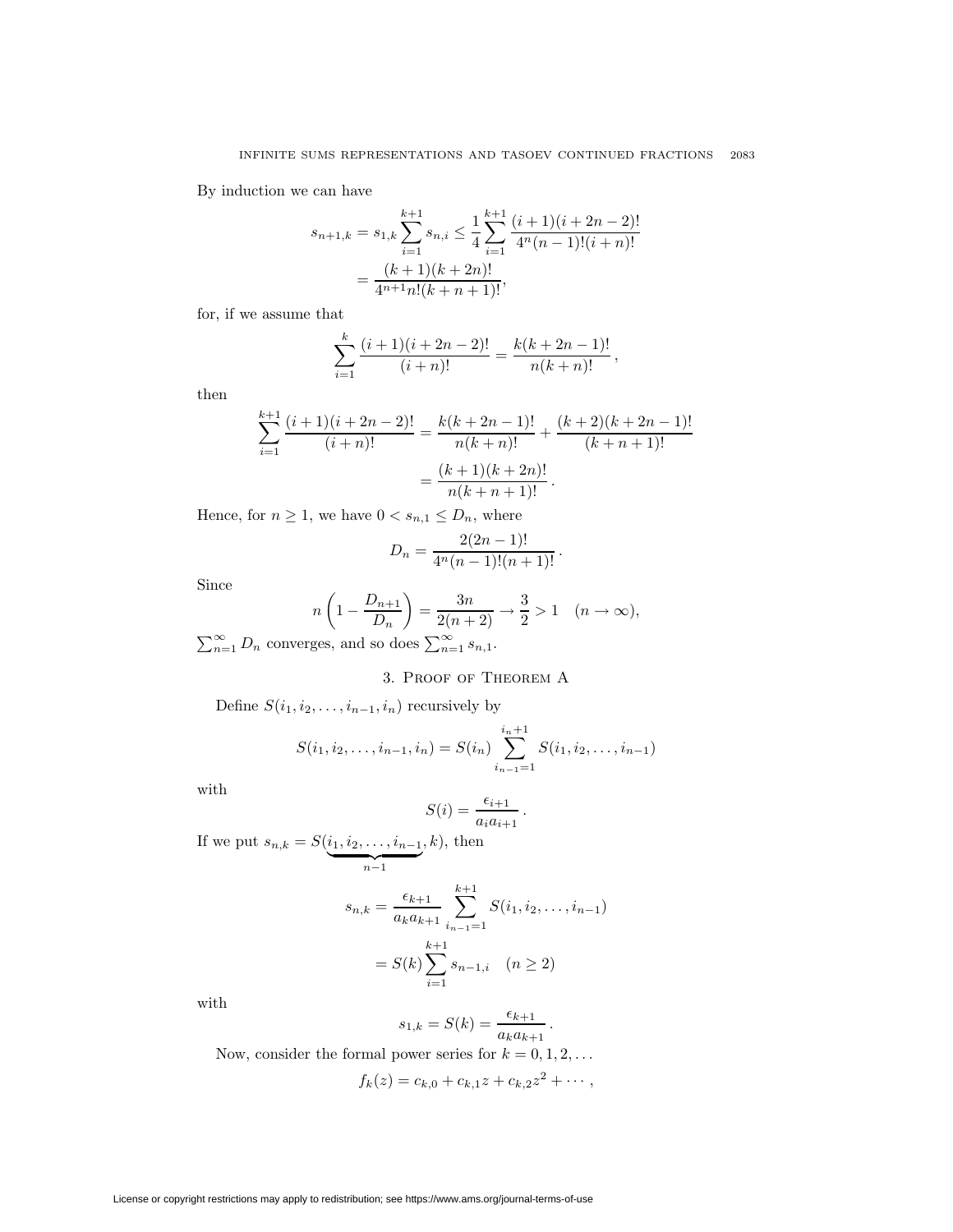By induction we can have

$$s_{n+1,k} = s_{1,k} \sum_{i=1}^{k+1} s_{n,i} \le \frac{1}{4} \sum_{i=1}^{k+1} \frac{(i+1)(i+2n-2)!}{4^n (n-1)!(i+n)!}$$
$$= \frac{(k+1)(k+2n)!}{4^{n+1} n!(k+n+1)!},$$

for, if we assume that

$$\sum_{i=1}^{k} \frac{(i+1)(i+2n-2)!}{(i+n)!} = \frac{k(k+2n-1)!}{n(k+n)!}\,,$$

then

$$\sum_{i=1}^{k+1} \frac{(i+1)(i+2n-2)!}{(i+n)!} = \frac{k(k+2n-1)!}{n(k+n)!} + \frac{(k+2)(k+2n-1)!}{(k+n+1)!}$$
$$= \frac{(k+1)(k+2n)!}{n(k+n+1)!}\,.$$

Hence, for $n \ge 1$, we have $0 < s_{n,1} \le D_n$, where

$$D_n = \frac{2(2n-1)!}{4^n (n-1)!(n+1)!}\,.$$

Since

$$n\left(1 - \frac{D_{n+1}}{D_n}\right) = \frac{3n}{2(n+2)} \to \frac{3}{2} > 1 \quad (n \to \infty),$$

$\sum_{n=1}^{\infty} D_n$ converges, and so does $\sum_{n=1}^{\infty} s_{n,1}$.

## 3. Proof of Theorem A

Define $S(i_1, i_2, \ldots, i_{n-1}, i_n)$ recursively by

$$S(i_1, i_2, \ldots, i_{n-1}, i_n) = S(i_n) \sum_{i_{n-1}=1}^{i_n+1} S(i_1, i_2, \ldots, i_{n-1})$$

with

$$S(i) = \frac{\epsilon_{i+1}}{a_i a_{i+1}}\,.$$

If we put $s_{n,k} = S(\underbrace{i_1, i_2, \ldots, i_{n-1}}_{n-1}, k)$, then

$$s_{n,k} = \frac{\epsilon_{k+1}}{a_k a_{k+1}} \sum_{i_{n-1}=1}^{k+1} S(i_1, i_2, \ldots, i_{n-1})$$
$$= S(k) \sum_{i=1}^{k+1} s_{n-1,i} \quad (n \ge 2)$$

with

$$s_{1,k} = S(k) = \frac{\epsilon_{k+1}}{a_k a_{k+1}}\,.$$

Now, consider the formal power series for $k = 0, 1, 2, \ldots$

$$f_k(z) = c_{k,0} + c_{k,1} z + c_{k,2} z^2 + \cdots\,,$$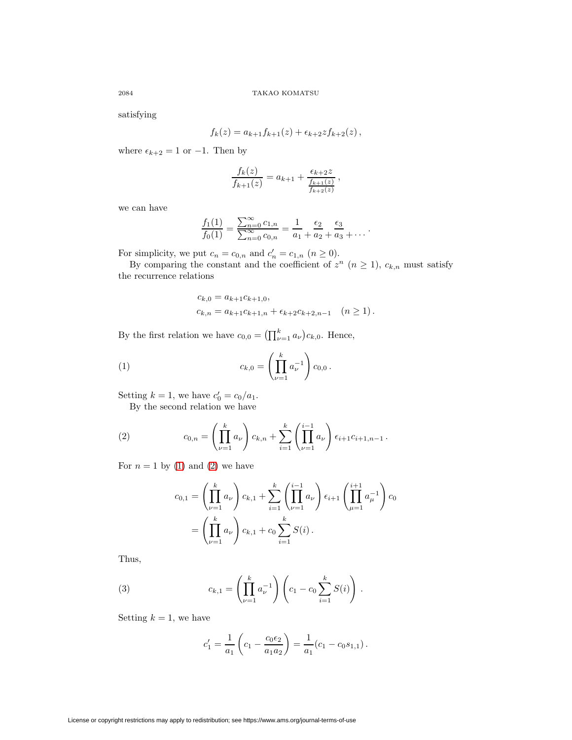satisfying

$$f_k(z) = a_{k+1} f_{k+1}(z) + \epsilon_{k+2} z f_{k+2}(z)\,,$$

where $\epsilon_{k+2} = 1$ or $-1$. Then by

$$\frac{f_k(z)}{f_{k+1}(z)} = a_{k+1} + \frac{\epsilon_{k+2} z}{\frac{f_{k+1}(z)}{f_{k+2}(z)}}\,,$$

we can have

$$\frac{f_1(1)}{f_0(1)} = \frac{\sum_{n=0}^{\infty} c_{1,n}}{\sum_{n=0}^{\infty} c_{0,n}} = \frac{1}{a_1} + \frac{\epsilon_2}{a_2} + \frac{\epsilon_3}{a_3} + \cdots\,.$$

For simplicity, we put $c_n = c_{0,n}$ and $c'_n = c_{1,n}$ $(n \ge 0)$.

By comparing the constant and the coefficient of $z^n$ $(n \ge 1)$, $c_{k,n}$ must satisfy the recurrence relations

$$\begin{aligned} c_{k,0} &= a_{k+1} c_{k+1,0}, \\ c_{k,n} &= a_{k+1} c_{k+1,n} + \epsilon_{k+2} c_{k+2,n-1} \quad (n \ge 1)\,. \end{aligned}$$

By the first relation we have $c_{0,0} = \left(\prod_{\nu=1}^{k} a_\nu\right) c_{k,0}$. Hence,

$$c_{k,0} = \left(\prod_{\nu=1}^{k} a_\nu^{-1}\right) c_{0,0}\,. \tag{1}$$

Setting $k = 1$, we have $c'_0 = c_0/a_1$.

By the second relation we have

$$c_{0,n} = \left(\prod_{\nu=1}^{k} a_\nu\right) c_{k,n} + \sum_{i=1}^{k} \left(\prod_{\nu=1}^{i-1} a_\nu\right) \epsilon_{i+1} c_{i+1,n-1}\,. \tag{2}$$

For $n = 1$ by (1) and (2) we have

$$\begin{aligned} c_{0,1} &= \left(\prod_{\nu=1}^{k} a_\nu\right) c_{k,1} + \sum_{i=1}^{k} \left(\prod_{\nu=1}^{i-1} a_\nu\right) \epsilon_{i+1} \left(\prod_{\mu=1}^{i+1} a_\mu^{-1}\right) c_0 \\ &= \left(\prod_{\nu=1}^{k} a_\nu\right) c_{k,1} + c_0 \sum_{i=1}^{k} S(i)\,. \end{aligned}$$

Thus,

$$c_{k,1} = \left(\prod_{\nu=1}^{k} a_\nu^{-1}\right) \left(c_1 - c_0 \sum_{i=1}^{k} S(i)\right)\,. \tag{3}$$

Setting $k = 1$, we have

$$c'_1 = \frac{1}{a_1}\left(c_1 - \frac{c_0 \epsilon_2}{a_1 a_2}\right) = \frac{1}{a_1}(c_1 - c_0 s_{1,1})\,.$$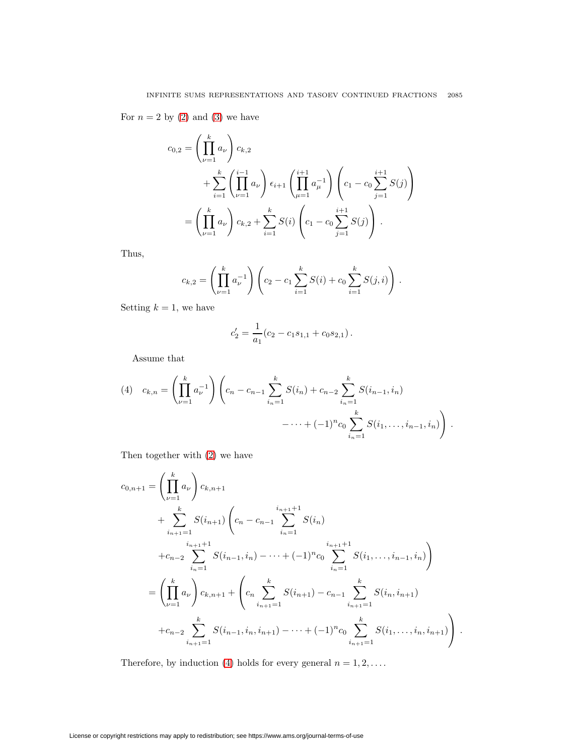For $n = 2$ by (2) and (3) we have

$$
\begin{aligned}
c_{0,2} &= \left(\prod_{\nu=1}^{k} a_\nu\right) c_{k,2} \\
&\qquad + \sum_{i=1}^{k} \left(\prod_{\nu=1}^{i-1} a_\nu\right) \epsilon_{i+1} \left(\prod_{\mu=1}^{i+1} a_\mu^{-1}\right) \left(c_1 - c_0 \sum_{j=1}^{i+1} S(j)\right) \\
&= \left(\prod_{\nu=1}^{k} a_\nu\right) c_{k,2} + \sum_{i=1}^{k} S(i) \left(c_1 - c_0 \sum_{j=1}^{i+1} S(j)\right).
\end{aligned}
$$

Thus,

$$
c_{k,2} = \left(\prod_{\nu=1}^{k} a_\nu^{-1}\right) \left(c_2 - c_1 \sum_{i=1}^{k} S(i) + c_0 \sum_{i=1}^{k} S(j,i)\right).
$$

Setting $k = 1$, we have

$$
c_2' = \frac{1}{a_1}(c_2 - c_1 s_{1,1} + c_0 s_{2,1}).
$$

Assume that

$$
\begin{aligned}
(4) \quad c_{k,n} = \left(\prod_{\nu=1}^{k} a_\nu^{-1}\right) \Bigg(c_n - c_{n-1} \sum_{i_n=1}^{k} S(i_n) + c_{n-2} \sum_{i_n=1}^{k} S(i_{n-1}, i_n) \\
- \cdots + (-1)^n c_0 \sum_{i_n=1}^{k} S(i_1, \ldots, i_{n-1}, i_n)\Bigg).
\end{aligned}
$$

Then together with (2) we have

$$
\begin{aligned}
c_{0,n+1} &= \left(\prod_{\nu=1}^{k} a_\nu\right) c_{k,n+1} \\
&\quad + \sum_{i_{n+1}=1}^{k} S(i_{n+1}) \Bigg(c_n - c_{n-1} \sum_{i_n=1}^{i_{n+1}+1} S(i_n) \\
&\quad + c_{n-2} \sum_{i_n=1}^{i_{n+1}+1} S(i_{n-1}, i_n) - \cdots + (-1)^n c_0 \sum_{i_n=1}^{i_{n+1}+1} S(i_1, \ldots, i_{n-1}, i_n)\Bigg) \\
&= \left(\prod_{\nu=1}^{k} a_\nu\right) c_{k,n+1} + \Bigg(c_n \sum_{i_{n+1}=1}^{k} S(i_{n+1}) - c_{n-1} \sum_{i_{n+1}=1}^{k} S(i_n, i_{n+1}) \\
&\quad + c_{n-2} \sum_{i_{n+1}=1}^{k} S(i_{n-1}, i_n, i_{n+1}) - \cdots + (-1)^n c_0 \sum_{i_{n+1}=1}^{k} S(i_1, \ldots, i_n, i_{n+1})\Bigg).
\end{aligned}
$$

Therefore, by induction (4) holds for every general $n = 1, 2, \ldots$.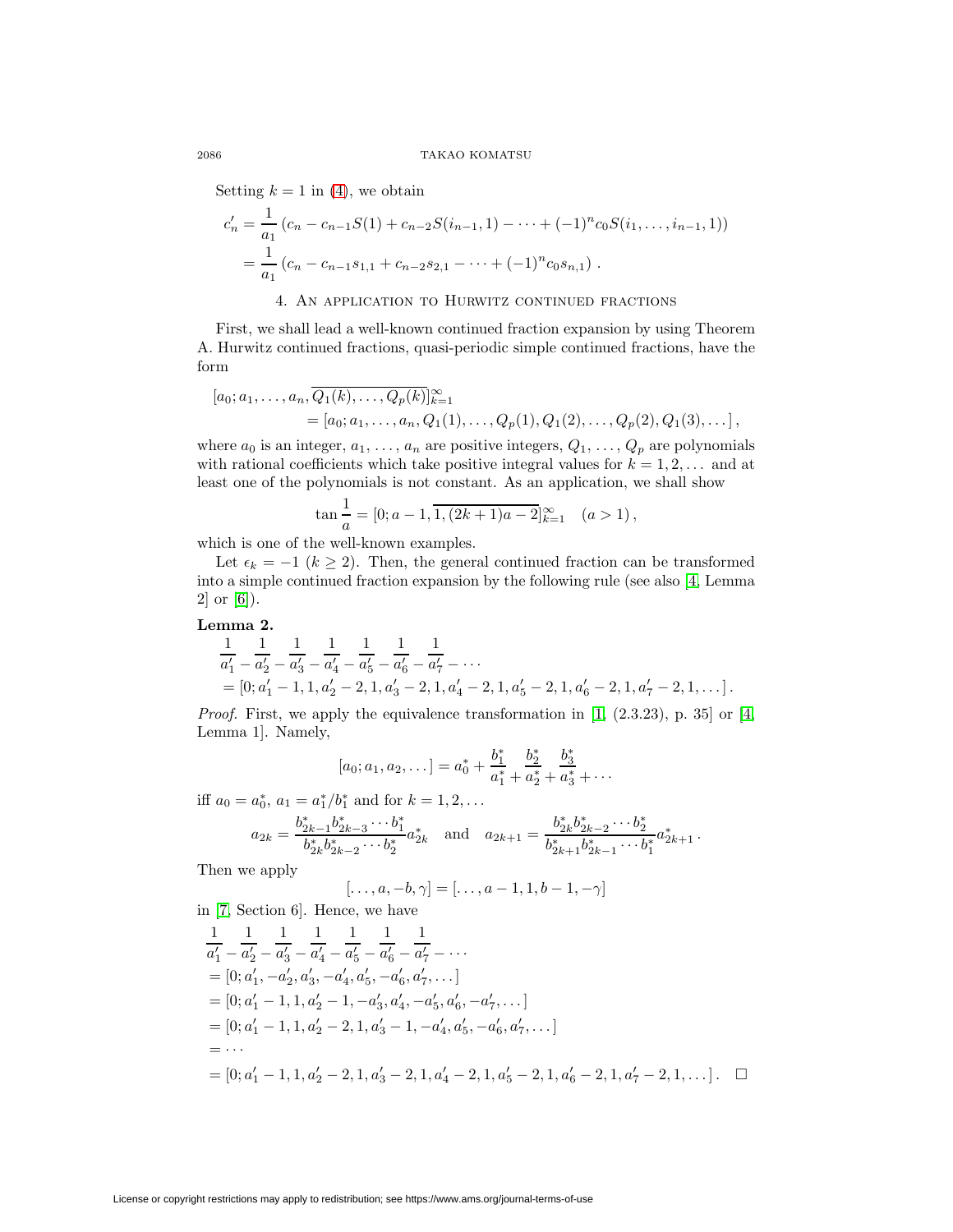Setting $k = 1$ in (4), we obtain

$$
\begin{aligned}
c_n' &= \frac{1}{a_1}\left(c_n - c_{n-1}S(1) + c_{n-2}S(i_{n-1},1) - \cdots + (-1)^n c_0 S(i_1,\dots,i_{n-1},1)\right)\\
&= \frac{1}{a_1}\left(c_n - c_{n-1}s_{1,1} + c_{n-2}s_{2,1} - \cdots + (-1)^n c_0 s_{n,1}\right).
\end{aligned}
$$

## 4. An application to Hurwitz continued fractions

First, we shall lead a well-known continued fraction expansion by using Theorem A. Hurwitz continued fractions, quasi-periodic simple continued fractions, have the form

$$
\begin{aligned}
&[a_0; a_1, \dots, a_n, \overline{Q_1(k), \dots, Q_p(k)}]_{k=1}^{\infty}\\
&\qquad = [a_0; a_1, \dots, a_n, Q_1(1), \dots, Q_p(1), Q_1(2), \dots, Q_p(2), Q_1(3), \dots],
\end{aligned}
$$

where $a_0$ is an integer, $a_1, \dots, a_n$ are positive integers, $Q_1, \dots, Q_p$ are polynomials with rational coefficients which take positive integral values for $k = 1, 2, \dots$ and at least one of the polynomials is not constant. As an application, we shall show

$$
\tan\frac{1}{a} = [0; a-1, \overline{1, (2k+1)a-2}]_{k=1}^{\infty} \quad (a > 1),
$$

which is one of the well-known examples.

Let $\epsilon_k = -1$ ($k \ge 2$). Then, the general continued fraction can be transformed into a simple continued fraction expansion by the following rule (see also [4, Lemma 2] or [6]).

**Lemma 2.**

$$
\begin{aligned}
&\frac{1}{a_1'} - \frac{1}{a_2'} - \frac{1}{a_3'} - \frac{1}{a_4'} - \frac{1}{a_5'} - \frac{1}{a_6'} - \frac{1}{a_7'} - \cdots\\
&= [0; a_1'-1, 1, a_2'-2, 1, a_3'-2, 1, a_4'-2, 1, a_5'-2, 1, a_6'-2, 1, a_7'-2, 1, \dots].
\end{aligned}
$$

*Proof.* First, we apply the equivalence transformation in [1, (2.3.23), p. 35] or [4, Lemma 1]. Namely,

$$
[a_0; a_1, a_2, \dots] = a_0^* + \frac{b_1^*}{a_1^*} + \frac{b_2^*}{a_2^*} + \frac{b_3^*}{a_3^*} + \cdots
$$

iff $a_0 = a_0^*$, $a_1 = a_1^*/b_1^*$ and for $k = 1, 2, \dots$

$$
a_{2k} = \frac{b_{2k-1}^* b_{2k-3}^* \cdots b_1^*}{b_{2k}^* b_{2k-2}^* \cdots b_2^*} a_{2k}^* \quad \text{and} \quad a_{2k+1} = \frac{b_{2k}^* b_{2k-2}^* \cdots b_2^*}{b_{2k+1}^* b_{2k-1}^* \cdots b_1^*} a_{2k+1}^*.
$$

Then we apply

$$
[\dots, a, -b, \gamma] = [\dots, a-1, 1, b-1, -\gamma]
$$

in [7, Section 6]. Hence, we have

$$
\begin{aligned}
&\frac{1}{a_1'} - \frac{1}{a_2'} - \frac{1}{a_3'} - \frac{1}{a_4'} - \frac{1}{a_5'} - \frac{1}{a_6'} - \frac{1}{a_7'} - \cdots\\
&= [0; a_1', -a_2', a_3', -a_4', a_5', -a_6', a_7', \dots]\\
&= [0; a_1'-1, 1, a_2'-1, -a_3', a_4', -a_5', a_6', -a_7', \dots]\\
&= [0; a_1'-1, 1, a_2'-2, 1, a_3'-1, -a_4', a_5', -a_6', a_7', \dots]\\
&= \cdots\\
&= [0; a_1'-1, 1, a_2'-2, 1, a_3'-2, 1, a_4'-2, 1, a_5'-2, 1, a_6'-2, 1, a_7'-2, 1, \dots]. \qquad \square
\end{aligned}
$$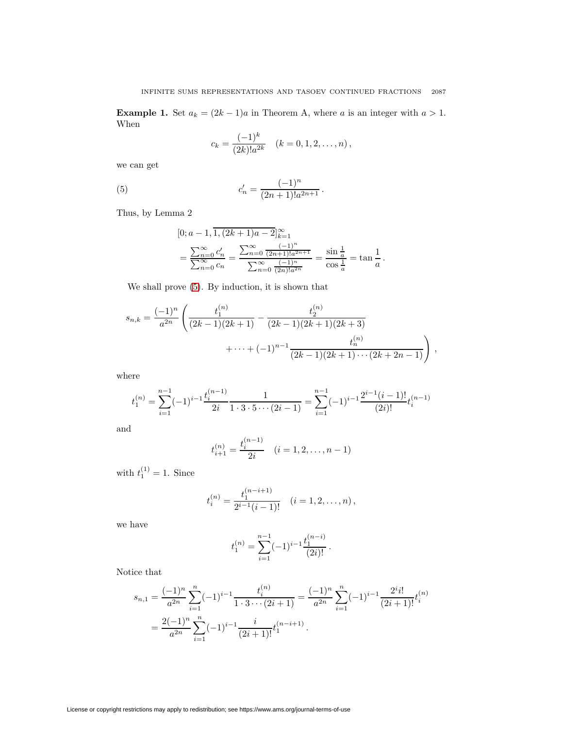**Example 1.** Set $a_k = (2k-1)a$ in Theorem A, where $a$ is an integer with $a > 1$. When

$$c_k = \frac{(-1)^k}{(2k)!a^{2k}} \quad (k = 0, 1, 2, \dots, n),$$

we can get

$$c'_n = \frac{(-1)^n}{(2n+1)!a^{2n+1}}. \tag{5}$$

Thus, by Lemma 2

$$\begin{aligned}
&[0; a-1, \overline{1, (2k+1)a-2}]_{k=1}^\infty \\
&= \frac{\sum_{n=0}^\infty c'_n}{\sum_{n=0}^\infty c_n} = \frac{\sum_{n=0}^\infty \frac{(-1)^n}{(2n+1)!a^{2n+1}}}{\sum_{n=0}^\infty \frac{(-1)^n}{(2n)!a^{2n}}} = \frac{\sin\frac{1}{a}}{\cos\frac{1}{a}} = \tan\frac{1}{a}.
\end{aligned}$$

We shall prove (5). By induction, it is shown that

$$\begin{aligned}
s_{n,k} = \frac{(-1)^n}{a^{2n}} \Bigg( &\frac{t_1^{(n)}}{(2k-1)(2k+1)} - \frac{t_2^{(n)}}{(2k-1)(2k+1)(2k+3)} \\
&+ \dots + (-1)^{n-1} \frac{t_n^{(n)}}{(2k-1)(2k+1)\cdots(2k+2n-1)} \Bigg),
\end{aligned}$$

where

$$t_1^{(n)} = \sum_{i=1}^{n-1} (-1)^{i-1} \frac{t_i^{(n-1)}}{2i} \frac{1}{1 \cdot 3 \cdot 5 \cdots (2i-1)} = \sum_{i=1}^{n-1} (-1)^{i-1} \frac{2^{i-1}(i-1)!}{(2i)!} t_i^{(n-1)}$$

and

$$t_{i+1}^{(n)} = \frac{t_i^{(n-1)}}{2i} \quad (i = 1, 2, \dots, n-1)$$

with $t_1^{(1)} = 1$. Since

$$t_i^{(n)} = \frac{t_1^{(n-i+1)}}{2^{i-1}(i-1)!} \quad (i = 1, 2, \dots, n),$$

we have

$$t_1^{(n)} = \sum_{i=1}^{n-1} (-1)^{i-1} \frac{t_1^{(n-i)}}{(2i)!}.$$

Notice that

$$\begin{aligned}
s_{n,1} &= \frac{(-1)^n}{a^{2n}} \sum_{i=1}^{n} (-1)^{i-1} \frac{t_i^{(n)}}{1 \cdot 3 \cdots (2i+1)} = \frac{(-1)^n}{a^{2n}} \sum_{i=1}^{n} (-1)^{i-1} \frac{2^i i!}{(2i+1)!} t_i^{(n)} \\
&= \frac{2(-1)^n}{a^{2n}} \sum_{i=1}^{n} (-1)^{i-1} \frac{i}{(2i+1)!} t_1^{(n-i+1)}.
\end{aligned}$$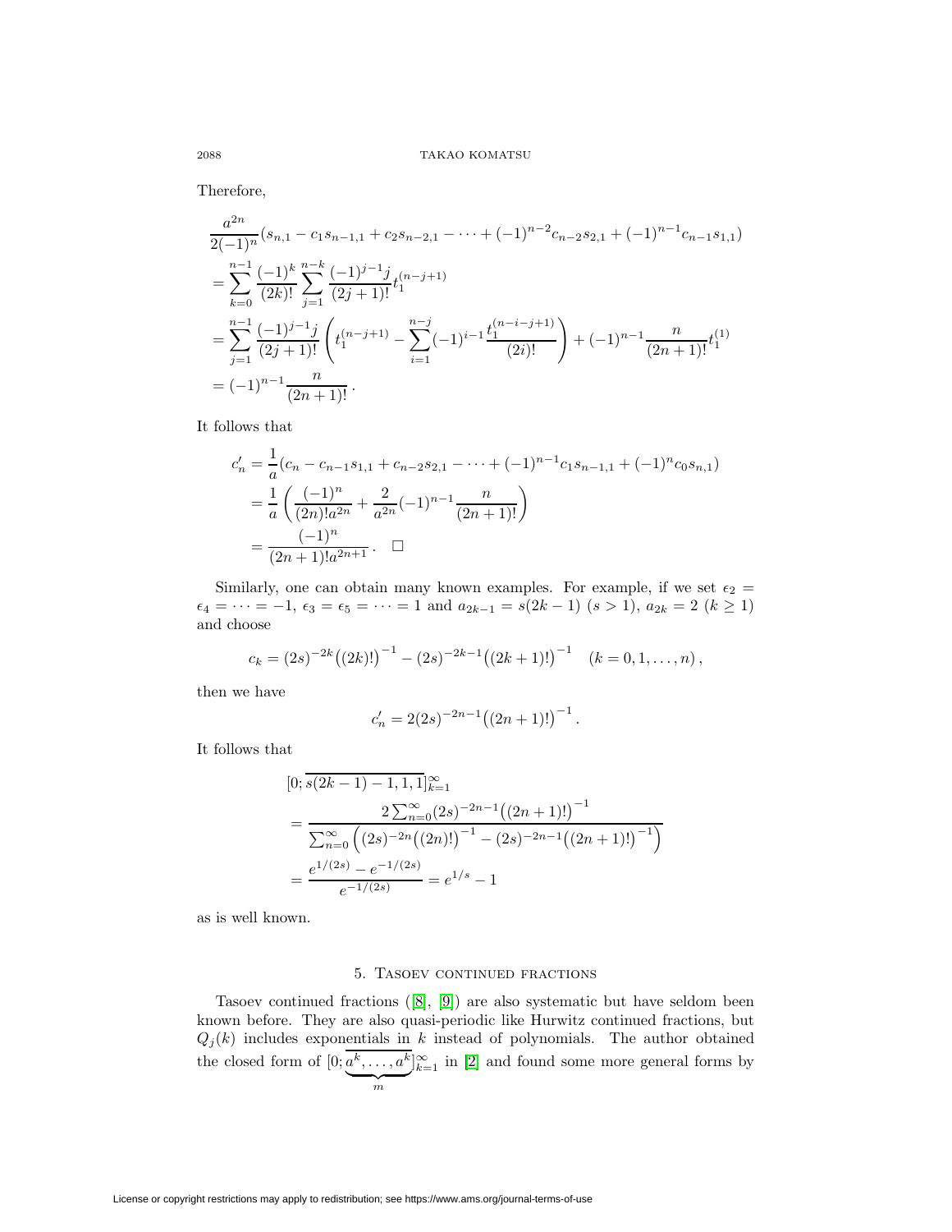Therefore,

$$
\begin{aligned}
&\frac{a^{2n}}{2(-1)^n}(s_{n,1} - c_1 s_{n-1,1} + c_2 s_{n-2,1} - \cdots + (-1)^{n-2}c_{n-2}s_{2,1} + (-1)^{n-1}c_{n-1}s_{1,1}) \\
&= \sum_{k=0}^{n-1} \frac{(-1)^k}{(2k)!} \sum_{j=1}^{n-k} \frac{(-1)^{j-1}j}{(2j+1)!} t_1^{(n-j+1)} \\
&= \sum_{j=1}^{n-1} \frac{(-1)^{j-1}j}{(2j+1)!} \left( t_1^{(n-j+1)} - \sum_{i=1}^{n-j} (-1)^{i-1} \frac{t_1^{(n-i-j+1)}}{(2i)!} \right) + (-1)^{n-1}\frac{n}{(2n+1)!}t_1^{(1)} \\
&= (-1)^{n-1}\frac{n}{(2n+1)!}\,.
\end{aligned}
$$

It follows that

$$
\begin{aligned}
c_n' &= \frac{1}{a}(c_n - c_{n-1}s_{1,1} + c_{n-2}s_{2,1} - \cdots + (-1)^{n-1}c_1 s_{n-1,1} + (-1)^n c_0 s_{n,1}) \\
&= \frac{1}{a}\left( \frac{(-1)^n}{(2n)!a^{2n}} + \frac{2}{a^{2n}}(-1)^{n-1}\frac{n}{(2n+1)!} \right) \\
&= \frac{(-1)^n}{(2n+1)!a^{2n+1}}\,. \quad \square
\end{aligned}
$$

Similarly, one can obtain many known examples. For example, if we set $\epsilon_2 = \epsilon_4 = \cdots = -1$, $\epsilon_3 = \epsilon_5 = \cdots = 1$ and $a_{2k-1} = s(2k-1)$ $(s > 1)$, $a_{2k} = 2$ $(k \ge 1)$ and choose

$$
c_k = (2s)^{-2k}\big((2k)!\big)^{-1} - (2s)^{-2k-1}\big((2k+1)!\big)^{-1} \quad (k = 0, 1, \ldots, n)\,,
$$

then we have

$$
c_n' = 2(2s)^{-2n-1}\big((2n+1)!\big)^{-1}\,.
$$

It follows that

$$
\begin{aligned}
&[0; \overline{s(2k-1) - 1, 1, 1}]_{k=1}^{\infty} \\
&= \frac{2\sum_{n=0}^{\infty}(2s)^{-2n-1}\big((2n+1)!\big)^{-1}}{\sum_{n=0}^{\infty}\Big((2s)^{-2n}\big((2n)!\big)^{-1} - (2s)^{-2n-1}\big((2n+1)!\big)^{-1}\Big)} \\
&= \frac{e^{1/(2s)} - e^{-1/(2s)}}{e^{-1/(2s)}} = e^{1/s} - 1
\end{aligned}
$$

as is well known.

## 5. Tasoev continued fractions

Tasoev continued fractions ([8], [9]) are also systematic but have seldom been known before. They are also quasi-periodic like Hurwitz continued fractions, but $Q_j(k)$ includes exponentials in $k$ instead of polynomials. The author obtained the closed form of $[0; \overline{\underbrace{a^k, \ldots, a^k}_{m}}]_{k=1}^{\infty}$ in [2] and found some more general forms by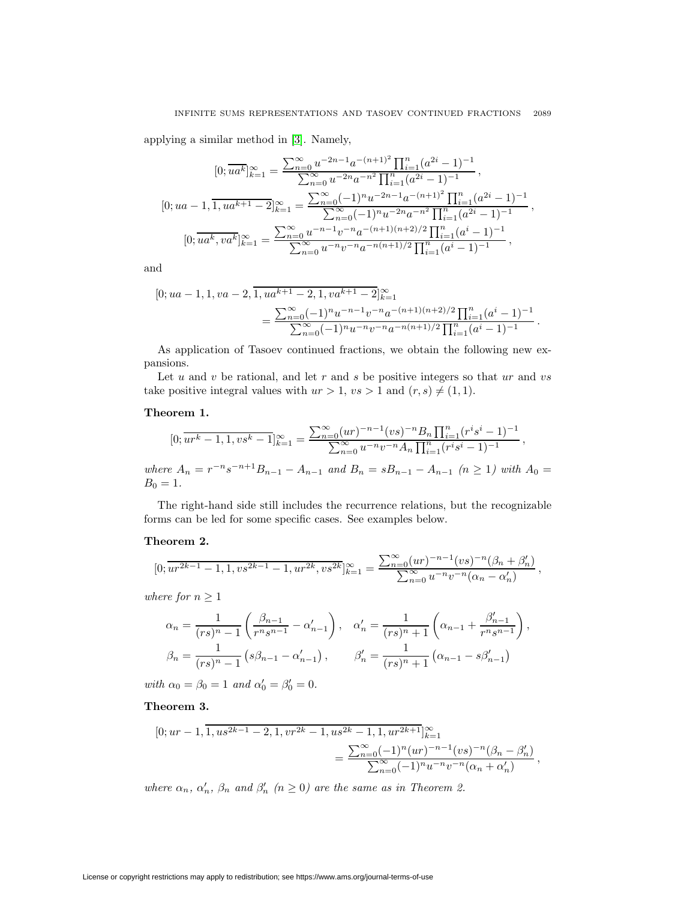applying a similar method in [3]. Namely,

$$[0;\overline{ua^k}]_{k=1}^\infty = \frac{\sum_{n=0}^\infty u^{-2n-1}a^{-(n+1)^2}\prod_{i=1}^n(a^{2i}-1)^{-1}}{\sum_{n=0}^\infty u^{-2n}a^{-n^2}\prod_{i=1}^n(a^{2i}-1)^{-1}}\,,$$

$$[0;ua-1,\overline{1,ua^{k+1}-2}]_{k=1}^\infty = \frac{\sum_{n=0}^\infty (-1)^n u^{-2n-1}a^{-(n+1)^2}\prod_{i=1}^n(a^{2i}-1)^{-1}}{\sum_{n=0}^\infty (-1)^n u^{-2n}a^{-n^2}\prod_{i=1}^n(a^{2i}-1)^{-1}}\,,$$

$$[0;\overline{ua^k, va^k}]_{k=1}^\infty = \frac{\sum_{n=0}^\infty u^{-n-1}v^{-n}a^{-(n+1)(n+2)/2}\prod_{i=1}^n(a^{i}-1)^{-1}}{\sum_{n=0}^\infty u^{-n}v^{-n}a^{-n(n+1)/2}\prod_{i=1}^n(a^{i}-1)^{-1}}\,,$$

and

$$[0;ua-1,1,va-2,\overline{1,ua^{k+1}-2,1,va^{k+1}-2}]_{k=1}^\infty = \frac{\sum_{n=0}^\infty (-1)^n u^{-n-1}v^{-n}a^{-(n+1)(n+2)/2}\prod_{i=1}^n(a^{i}-1)^{-1}}{\sum_{n=0}^\infty (-1)^n u^{-n}v^{-n}a^{-n(n+1)/2}\prod_{i=1}^n(a^{i}-1)^{-1}}\,.$$

As application of Tasoev continued fractions, we obtain the following new expansions.

Let $u$ and $v$ be rational, and let $r$ and $s$ be positive integers so that $ur$ and $vs$ take positive integral values with $ur>1$, $vs>1$ and $(r,s)\neq(1,1)$.

**Theorem 1.**

$$[0;\overline{ur^k-1,1,vs^k-1}]_{k=1}^\infty = \frac{\sum_{n=0}^\infty (ur)^{-n-1}(vs)^{-n}B_n\prod_{i=1}^n(r^is^i-1)^{-1}}{\sum_{n=0}^\infty u^{-n}v^{-n}A_n\prod_{i=1}^n(r^is^i-1)^{-1}}\,,$$

*where* $A_n = r^{-n}s^{-n+1}B_{n-1}-A_{n-1}$ *and* $B_n = sB_{n-1}-A_{n-1}$ *($n\geq 1$) with* $A_0=B_0=1$.

The right-hand side still includes the recurrence relations, but the recognizable forms can be led for some specific cases. See examples below.

**Theorem 2.**

$$[0;\overline{ur^{2k-1}-1,1,vs^{2k-1}-1,ur^{2k},vs^{2k}}]_{k=1}^\infty = \frac{\sum_{n=0}^\infty (ur)^{-n-1}(vs)^{-n}(\beta_n+\beta'_n)}{\sum_{n=0}^\infty u^{-n}v^{-n}(\alpha_n-\alpha'_n)}\,,$$

*where for* $n\geq 1$

$$\alpha_n = \frac{1}{(rs)^n-1}\left(\frac{\beta_{n-1}}{r^ns^{n-1}}-\alpha'_{n-1}\right),\quad \alpha'_n = \frac{1}{(rs)^n+1}\left(\alpha_{n-1}+\frac{\beta'_{n-1}}{r^ns^{n-1}}\right),$$

$$\beta_n = \frac{1}{(rs)^n-1}\left(s\beta_{n-1}-\alpha'_{n-1}\right),\qquad \beta'_n = \frac{1}{(rs)^n+1}\left(\alpha_{n-1}-s\beta'_{n-1}\right)$$

*with* $\alpha_0=\beta_0=1$ *and* $\alpha'_0=\beta'_0=0$.

**Theorem 3.**

$$[0;ur-1,\overline{1,us^{2k-1}-2,1,vr^{2k}-1,us^{2k}-1,1,ur^{2k+1}}]_{k=1}^\infty = \frac{\sum_{n=0}^\infty (-1)^n(ur)^{-n-1}(vs)^{-n}(\beta_n-\beta'_n)}{\sum_{n=0}^\infty (-1)^n u^{-n}v^{-n}(\alpha_n+\alpha'_n)}\,,$$

*where* $\alpha_n$, $\alpha'_n$, $\beta_n$ *and* $\beta'_n$ *($n\geq 0$) are the same as in Theorem 2.*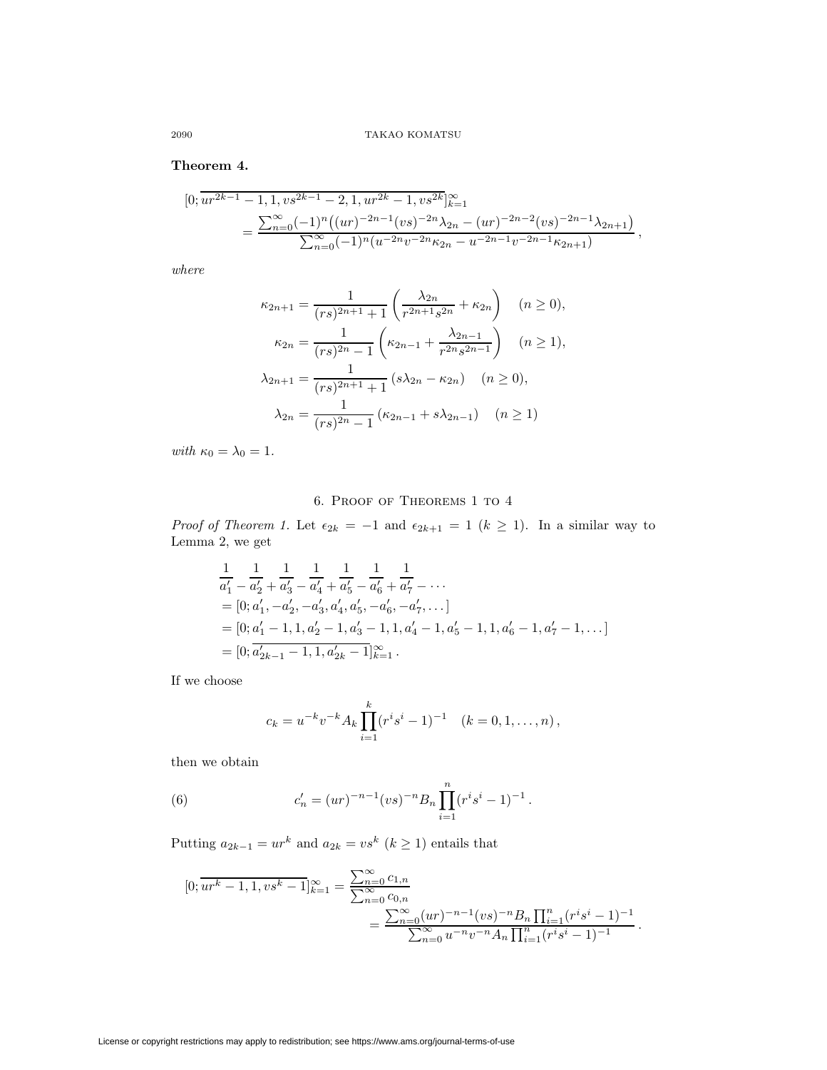**Theorem 4.**

$$
\begin{aligned}
[0;\overline{ur^{2k-1}-1,1,vs^{2k-1}-2,1,ur^{2k}-1,vs^{2k}}]_{k=1}^{\infty}
&= \frac{\sum_{n=0}^{\infty}(-1)^n\big((ur)^{-2n-1}(vs)^{-2n}\lambda_{2n}-(ur)^{-2n-2}(vs)^{-2n-1}\lambda_{2n+1}\big)}{\sum_{n=0}^{\infty}(-1)^n(u^{-2n}v^{-2n}\kappa_{2n}-u^{-2n-1}v^{-2n-1}\kappa_{2n+1})}\,,
\end{aligned}
$$

*where*

$$
\begin{aligned}
\kappa_{2n+1} &= \frac{1}{(rs)^{2n+1}+1}\left(\frac{\lambda_{2n}}{r^{2n+1}s^{2n}}+\kappa_{2n}\right) \quad (n\ge 0),\\
\kappa_{2n} &= \frac{1}{(rs)^{2n}-1}\left(\kappa_{2n-1}+\frac{\lambda_{2n-1}}{r^{2n}s^{2n-1}}\right) \quad (n\ge 1),\\
\lambda_{2n+1} &= \frac{1}{(rs)^{2n+1}+1}\left(s\lambda_{2n}-\kappa_{2n}\right) \quad (n\ge 0),\\
\lambda_{2n} &= \frac{1}{(rs)^{2n}-1}\left(\kappa_{2n-1}+s\lambda_{2n-1}\right) \quad (n\ge 1)
\end{aligned}
$$

*with* $\kappa_0=\lambda_0=1$.

## 6. Proof of Theorems 1 to 4

*Proof of Theorem 1.* Let $\epsilon_{2k}=-1$ and $\epsilon_{2k+1}=1$ $(k\ge 1)$. In a similar way to Lemma 2, we get

$$
\begin{aligned}
&\frac{1}{a_1'}-\frac{1}{a_2'}+\frac{1}{a_3'}-\frac{1}{a_4'}+\frac{1}{a_5'}-\frac{1}{a_6'}+\frac{1}{a_7'}-\cdots\\
&=[0;a_1',-a_2',-a_3',a_4',a_5',-a_6',-a_7',\dots]\\
&=[0;a_1'-1,1,a_2'-1,a_3'-1,1,a_4'-1,a_5'-1,1,a_6'-1,a_7'-1,\dots]\\
&=[0;\overline{a_{2k-1}'-1,1,a_{2k}'-1}]_{k=1}^{\infty}\,.
\end{aligned}
$$

If we choose

$$
c_k=u^{-k}v^{-k}A_k\prod_{i=1}^{k}(r^is^i-1)^{-1} \quad (k=0,1,\dots,n)\,,
$$

then we obtain

$$
c_n'=(ur)^{-n-1}(vs)^{-n}B_n\prod_{i=1}^{n}(r^is^i-1)^{-1}\,. \tag{6}
$$

Putting $a_{2k-1}=ur^k$ and $a_{2k}=vs^k$ $(k\ge 1)$ entails that

$$
\begin{aligned}
[0;\overline{ur^k-1,1,vs^k-1}]_{k=1}^{\infty}&=\frac{\sum_{n=0}^{\infty}c_{1,n}}{\sum_{n=0}^{\infty}c_{0,n}}\\
&=\frac{\sum_{n=0}^{\infty}(ur)^{-n-1}(vs)^{-n}B_n\prod_{i=1}^{n}(r^is^i-1)^{-1}}{\sum_{n=0}^{\infty}u^{-n}v^{-n}A_n\prod_{i=1}^{n}(r^is^i-1)^{-1}}\,.
\end{aligned}
$$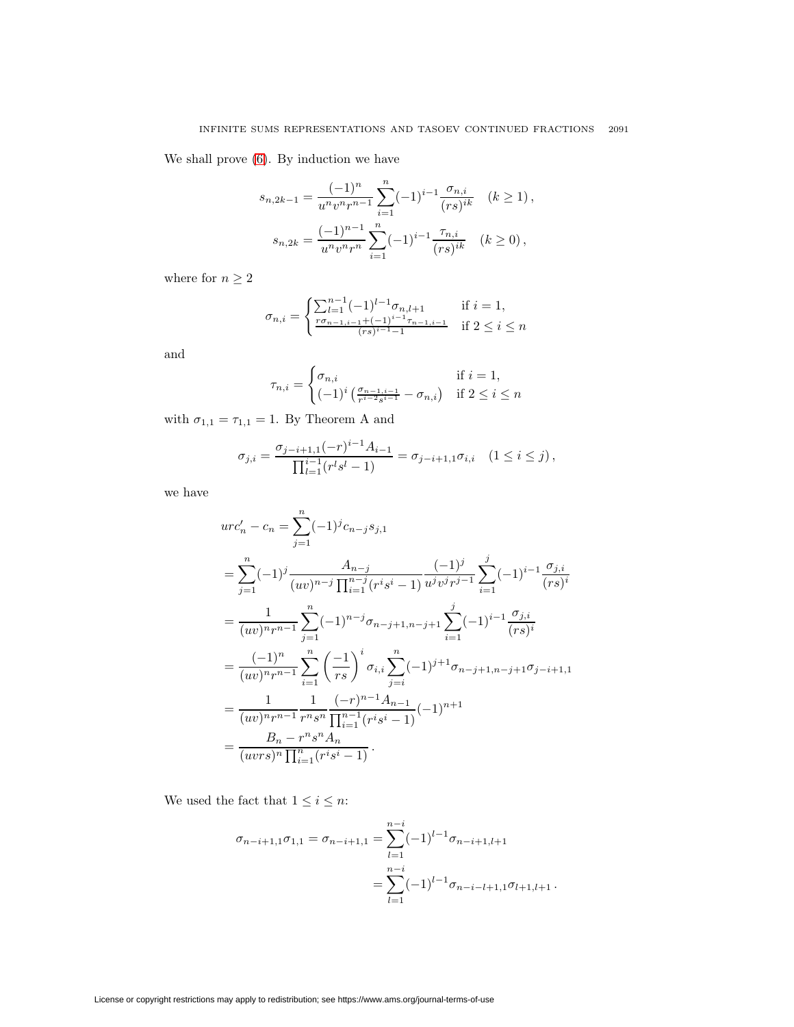We shall prove (6). By induction we have

$$s_{n,2k-1} = \frac{(-1)^n}{u^n v^n r^{n-1}} \sum_{i=1}^n (-1)^{i-1} \frac{\sigma_{n,i}}{(rs)^{ik}} \quad (k \geq 1)\,,$$

$$s_{n,2k} = \frac{(-1)^{n-1}}{u^n v^n r^n} \sum_{i=1}^n (-1)^{i-1} \frac{\tau_{n,i}}{(rs)^{ik}} \quad (k \geq 0)\,,$$

where for $n \geq 2$

$$\sigma_{n,i} = \begin{cases} \sum_{l=1}^{n-1} (-1)^{l-1} \sigma_{n,l+1} & \text{if } i = 1, \\ \frac{r\sigma_{n-1,i-1} + (-1)^{i-1}\tau_{n-1,i-1}}{(rs)^{i-1}-1} & \text{if } 2 \leq i \leq n \end{cases}$$

and

$$\tau_{n,i} = \begin{cases} \sigma_{n,i} & \text{if } i = 1, \\ (-1)^i \left( \frac{\sigma_{n-1,i-1}}{r^{i-2}s^{i-1}} - \sigma_{n,i} \right) & \text{if } 2 \leq i \leq n \end{cases}$$

with $\sigma_{1,1} = \tau_{1,1} = 1$. By Theorem A and

$$\sigma_{j,i} = \frac{\sigma_{j-i+1,1}(-r)^{i-1}A_{i-1}}{\prod_{l=1}^{i-1}(r^l s^l - 1)} = \sigma_{j-i+1,1}\sigma_{i,i} \quad (1 \leq i \leq j)\,,$$

we have

$$\begin{aligned}
urc_n' - c_n &= \sum_{j=1}^n (-1)^j c_{n-j} s_{j,1} \\
&= \sum_{j=1}^n (-1)^j \frac{A_{n-j}}{(uv)^{n-j} \prod_{i=1}^{n-j}(r^i s^i - 1)} \frac{(-1)^j}{u^j v^j r^{j-1}} \sum_{i=1}^j (-1)^{i-1} \frac{\sigma_{j,i}}{(rs)^i} \\
&= \frac{1}{(uv)^n r^{n-1}} \sum_{j=1}^n (-1)^{n-j} \sigma_{n-j+1,n-j+1} \sum_{i=1}^j (-1)^{i-1} \frac{\sigma_{j,i}}{(rs)^i} \\
&= \frac{(-1)^n}{(uv)^n r^{n-1}} \sum_{i=1}^n \left( \frac{-1}{rs} \right)^i \sigma_{i,i} \sum_{j=i}^n (-1)^{j+1} \sigma_{n-j+1,n-j+1} \sigma_{j-i+1,1} \\
&= \frac{1}{(uv)^n r^{n-1}} \frac{1}{r^n s^n} \frac{(-r)^{n-1} A_{n-1}}{\prod_{i=1}^{n-1}(r^i s^i - 1)} (-1)^{n+1} \\
&= \frac{B_n - r^n s^n A_n}{(uvrs)^n \prod_{i=1}^n (r^i s^i - 1)}\,.
\end{aligned}$$

We used the fact that $1 \leq i \leq n$:

$$\begin{aligned}
\sigma_{n-i+1,1}\sigma_{1,1} = \sigma_{n-i+1,1} &= \sum_{l=1}^{n-i} (-1)^{l-1} \sigma_{n-i+1,l+1} \\
&= \sum_{l=1}^{n-i} (-1)^{l-1} \sigma_{n-i-l+1,1} \sigma_{l+1,l+1}\,.
\end{aligned}$$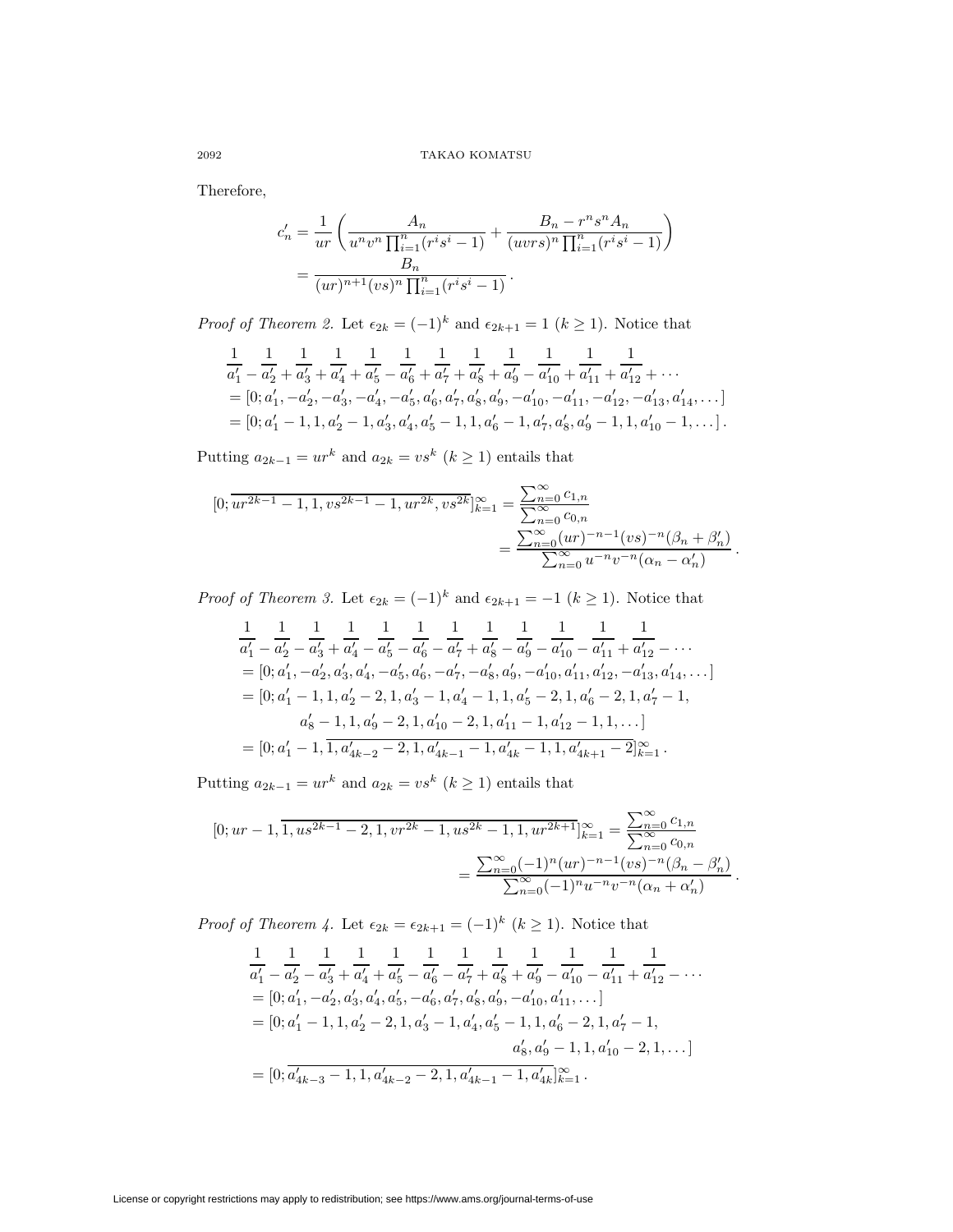Therefore,

$$
\begin{aligned}
c'_n &= \frac{1}{ur}\left(\frac{A_n}{u^n v^n \prod_{i=1}^n (r^i s^i - 1)} + \frac{B_n - r^n s^n A_n}{(uvrs)^n \prod_{i=1}^n (r^i s^i - 1)}\right) \\
&= \frac{B_n}{(ur)^{n+1}(vs)^n \prod_{i=1}^n (r^i s^i - 1)}\,.
\end{aligned}
$$

*Proof of Theorem 2.* Let $\epsilon_{2k} = (-1)^k$ and $\epsilon_{2k+1} = 1$ $(k \ge 1)$. Notice that

$$
\begin{aligned}
&\frac{1}{a'_1} - \frac{1}{a'_2} + \frac{1}{a'_3} + \frac{1}{a'_4} + \frac{1}{a'_5} - \frac{1}{a'_6} + \frac{1}{a'_7} + \frac{1}{a'_8} + \frac{1}{a'_9} - \frac{1}{a'_{10}} + \frac{1}{a'_{11}} + \frac{1}{a'_{12}} + \cdots \\
&= [0; a'_1, -a'_2, -a'_3, -a'_4, -a'_5, a'_6, a'_7, a'_8, a'_9, -a'_{10}, -a'_{11}, -a'_{12}, -a'_{13}, a'_{14}, \dots] \\
&= [0; a'_1 - 1, 1, a'_2 - 1, a'_3, a'_4, a'_5 - 1, 1, a'_6 - 1, a'_7, a'_8, a'_9 - 1, 1, a'_{10} - 1, \dots]\,.
\end{aligned}
$$

Putting $a_{2k-1} = ur^k$ and $a_{2k} = vs^k$ $(k \ge 1)$ entails that

$$
\begin{aligned}
[0; \overline{ur^{2k-1} - 1, 1, vs^{2k-1} - 1, ur^{2k}, vs^{2k}}]_{k=1}^{\infty} &= \frac{\sum_{n=0}^{\infty} c_{1,n}}{\sum_{n=0}^{\infty} c_{0,n}} \\
&= \frac{\sum_{n=0}^{\infty} (ur)^{-n-1}(vs)^{-n}(\beta_n + \beta'_n)}{\sum_{n=0}^{\infty} u^{-n} v^{-n}(\alpha_n - \alpha'_n)}\,.
\end{aligned}
$$

*Proof of Theorem 3.* Let $\epsilon_{2k} = (-1)^k$ and $\epsilon_{2k+1} = -1$ $(k \ge 1)$. Notice that

$$
\begin{aligned}
&\frac{1}{a'_1} - \frac{1}{a'_2} - \frac{1}{a'_3} + \frac{1}{a'_4} - \frac{1}{a'_5} - \frac{1}{a'_6} - \frac{1}{a'_7} + \frac{1}{a'_8} - \frac{1}{a'_9} - \frac{1}{a'_{10}} - \frac{1}{a'_{11}} + \frac{1}{a'_{12}} - \cdots \\
&= [0; a'_1, -a'_2, a'_3, a'_4, -a'_5, a'_6, -a'_7, -a'_8, a'_9, -a'_{10}, a'_{11}, a'_{12}, -a'_{13}, a'_{14}, \dots] \\
&= [0; a'_1 - 1, 1, a'_2 - 2, 1, a'_3 - 1, a'_4 - 1, 1, a'_5 - 2, 1, a'_6 - 2, 1, a'_7 - 1, \\
&\qquad a'_8 - 1, 1, a'_9 - 2, 1, a'_{10} - 2, 1, a'_{11} - 1, a'_{12} - 1, 1, \dots] \\
&= [0; a'_1 - 1, \overline{1, a'_{4k-2} - 2, 1, a'_{4k-1} - 1, a'_{4k} - 1, 1, a'_{4k+1} - 2}]_{k=1}^{\infty}\,.
\end{aligned}
$$

Putting $a_{2k-1} = ur^k$ and $a_{2k} = vs^k$ $(k \ge 1)$ entails that

$$
\begin{aligned}
[0; ur - 1, \overline{1, us^{2k-1} - 2, 1, vr^{2k} - 1, us^{2k} - 1, 1, ur^{2k+1}}]_{k=1}^{\infty} &= \frac{\sum_{n=0}^{\infty} c_{1,n}}{\sum_{n=0}^{\infty} c_{0,n}} \\
&= \frac{\sum_{n=0}^{\infty} (-1)^n (ur)^{-n-1}(vs)^{-n}(\beta_n - \beta'_n)}{\sum_{n=0}^{\infty} (-1)^n u^{-n} v^{-n}(\alpha_n + \alpha'_n)}\,.
\end{aligned}
$$

*Proof of Theorem 4.* Let $\epsilon_{2k} = \epsilon_{2k+1} = (-1)^k$ $(k \ge 1)$. Notice that

$$
\begin{aligned}
&\frac{1}{a'_1} - \frac{1}{a'_2} - \frac{1}{a'_3} + \frac{1}{a'_4} + \frac{1}{a'_5} - \frac{1}{a'_6} - \frac{1}{a'_7} + \frac{1}{a'_8} + \frac{1}{a'_9} - \frac{1}{a'_{10}} - \frac{1}{a'_{11}} + \frac{1}{a'_{12}} - \cdots \\
&= [0; a'_1, -a'_2, a'_3, a'_4, a'_5, -a'_6, a'_7, a'_8, a'_9, -a'_{10}, a'_{11}, \dots] \\
&= [0; a'_1 - 1, 1, a'_2 - 2, 1, a'_3 - 1, a'_4, a'_5 - 1, 1, a'_6 - 2, 1, a'_7 - 1, \\
&\qquad\qquad a'_8, a'_9 - 1, 1, a'_{10} - 2, 1, \dots] \\
&= [0; \overline{a'_{4k-3} - 1, 1, a'_{4k-2} - 2, 1, a'_{4k-1} - 1, a'_{4k}}]_{k=1}^{\infty}\,.
\end{aligned}
$$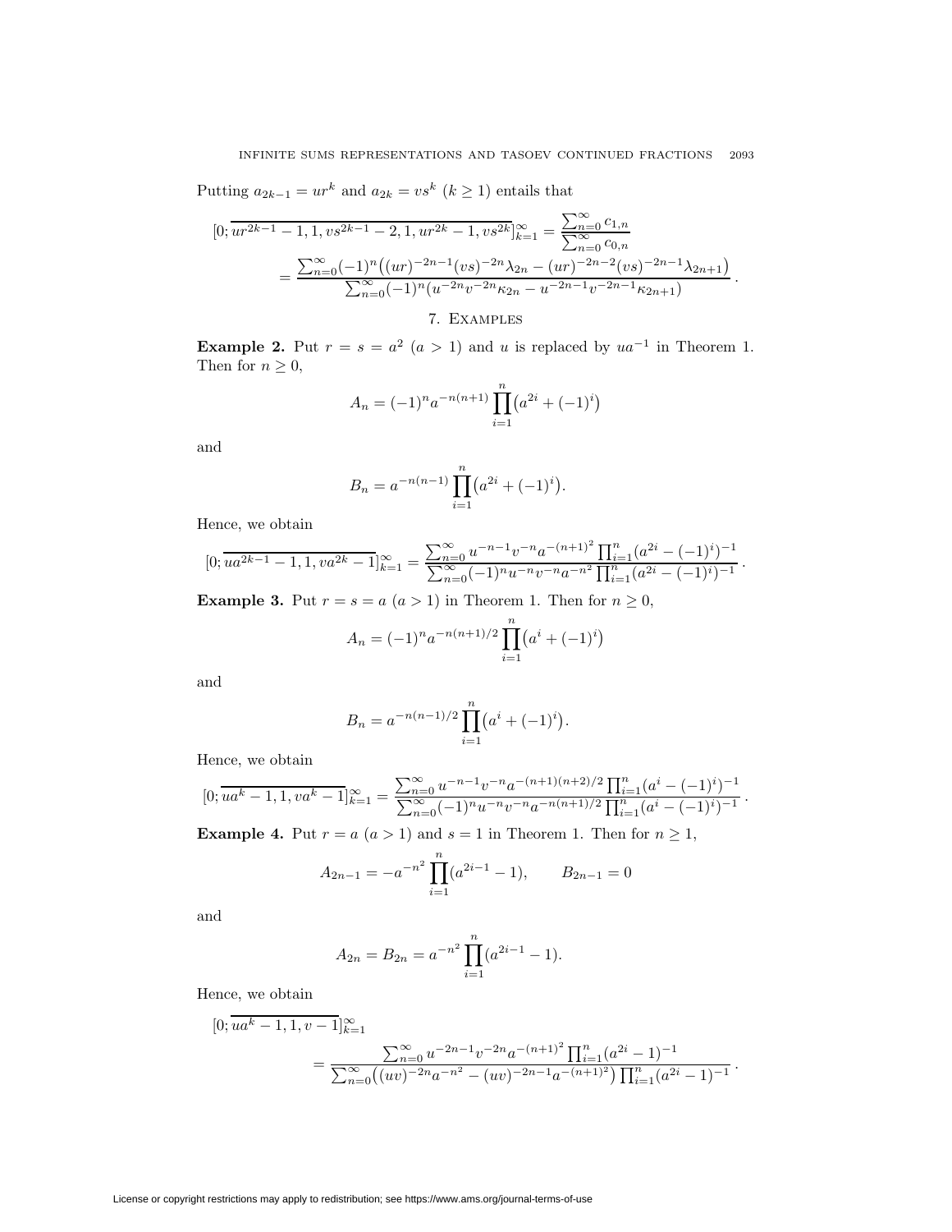Putting $a_{2k-1} = ur^k$ and $a_{2k} = vs^k$ ($k \geq 1$) entails that

$$
\begin{aligned}
[0; \overline{ur^{2k-1} - 1, 1, vs^{2k-1} - 2, 1, ur^{2k} - 1, vs^{2k}}]_{k=1}^{\infty} &= \frac{\sum_{n=0}^{\infty} c_{1,n}}{\sum_{n=0}^{\infty} c_{0,n}} \\
&= \frac{\sum_{n=0}^{\infty} (-1)^n \big( (ur)^{-2n-1} (vs)^{-2n} \lambda_{2n} - (ur)^{-2n-2} (vs)^{-2n-1} \lambda_{2n+1} \big)}{\sum_{n=0}^{\infty} (-1)^n (u^{-2n} v^{-2n} \kappa_{2n} - u^{-2n-1} v^{-2n-1} \kappa_{2n+1})} .
\end{aligned}
$$

## 7. Examples

**Example 2.** Put $r = s = a^2$ ($a > 1$) and $u$ is replaced by $ua^{-1}$ in Theorem 1. Then for $n \geq 0$,

$$
A_n = (-1)^n a^{-n(n+1)} \prod_{i=1}^{n} \big( a^{2i} + (-1)^i \big)
$$

and

$$
B_n = a^{-n(n-1)} \prod_{i=1}^{n} \big( a^{2i} + (-1)^i \big).
$$

Hence, we obtain

$$
[0; \overline{ua^{2k-1} - 1, 1, va^{2k} - 1}]_{k=1}^{\infty} = \frac{\sum_{n=0}^{\infty} u^{-n-1} v^{-n} a^{-(n+1)^2} \prod_{i=1}^{n} (a^{2i} - (-1)^i)^{-1}}{\sum_{n=0}^{\infty} (-1)^n u^{-n} v^{-n} a^{-n^2} \prod_{i=1}^{n} (a^{2i} - (-1)^i)^{-1}} .
$$

**Example 3.** Put $r = s = a$ ($a > 1$) in Theorem 1. Then for $n \geq 0$,

$$
A_n = (-1)^n a^{-n(n+1)/2} \prod_{i=1}^{n} \big( a^i + (-1)^i \big)
$$

and

$$
B_n = a^{-n(n-1)/2} \prod_{i=1}^{n} \big( a^i + (-1)^i \big).
$$

Hence, we obtain

$$
[0; \overline{ua^k - 1, 1, va^k - 1}]_{k=1}^{\infty} = \frac{\sum_{n=0}^{\infty} u^{-n-1} v^{-n} a^{-(n+1)(n+2)/2} \prod_{i=1}^{n} (a^i - (-1)^i)^{-1}}{\sum_{n=0}^{\infty} (-1)^n u^{-n} v^{-n} a^{-n(n+1)/2} \prod_{i=1}^{n} (a^i - (-1)^i)^{-1}} .
$$

**Example 4.** Put $r = a$ ($a > 1$) and $s = 1$ in Theorem 1. Then for $n \geq 1$,

$$
A_{2n-1} = -a^{-n^2} \prod_{i=1}^{n} (a^{2i-1} - 1), \qquad B_{2n-1} = 0
$$

and

$$
A_{2n} = B_{2n} = a^{-n^2} \prod_{i=1}^{n} (a^{2i-1} - 1).
$$

Hence, we obtain

$$
\begin{aligned}
&[0; \overline{ua^k - 1, 1, v - 1}]_{k=1}^{\infty} \\
&\qquad = \frac{\sum_{n=0}^{\infty} u^{-2n-1} v^{-2n} a^{-(n+1)^2} \prod_{i=1}^{n} (a^{2i} - 1)^{-1}}{\sum_{n=0}^{\infty} \big( (uv)^{-2n} a^{-n^2} - (uv)^{-2n-1} a^{-(n+1)^2} \big) \prod_{i=1}^{n} (a^{2i} - 1)^{-1}} .
\end{aligned}
$$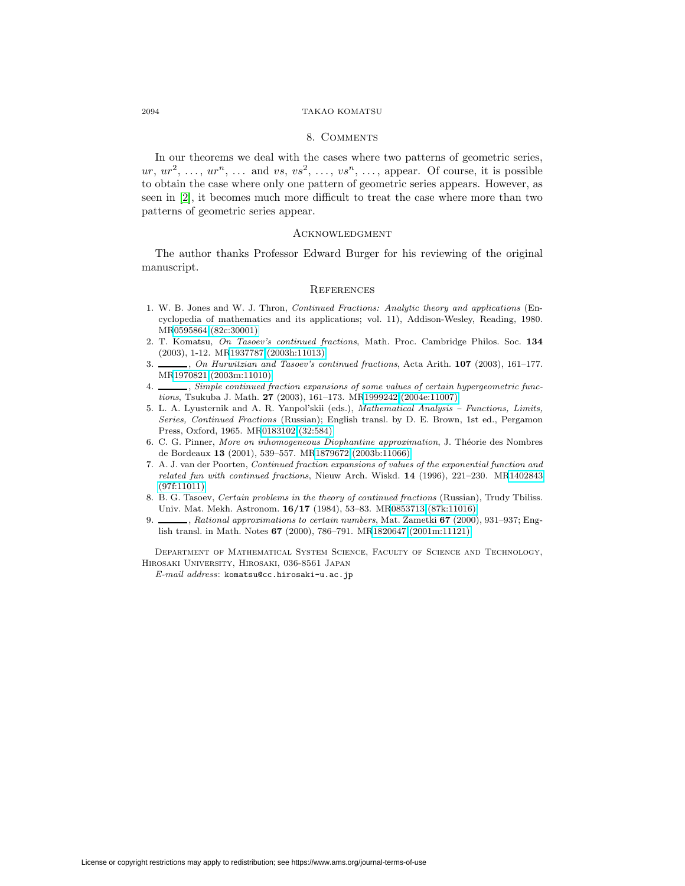## 8. Comments

In our theorems we deal with the cases where two patterns of geometric series, $ur$, $ur^2$, $\dots$, $ur^n$, $\dots$ and $vs$, $vs^2$, $\dots$, $vs^n$, $\dots$, appear. Of course, it is possible to obtain the case where only one pattern of geometric series appears. However, as seen in [2], it becomes much more difficult to treat the case where more than two patterns of geometric series appear.

## Acknowledgment

The author thanks Professor Edward Burger for his reviewing of the original manuscript.

## References

1. W. B. Jones and W. J. Thron, *Continued Fractions: Analytic theory and applications* (Encyclopedia of mathematics and its applications; vol. 11), Addison-Wesley, Reading, 1980. MR0595864 (82c:30001)
2. T. Komatsu, *On Tasoev's continued fractions*, Math. Proc. Cambridge Philos. Soc. **134** (2003), 1-12. MR1937787 (2003h:11013)
3. ______, *On Hurwitzian and Tasoev's continued fractions*, Acta Arith. **107** (2003), 161–177. MR1970821 (2003m:11010)
4. ______, *Simple continued fraction expansions of some values of certain hypergeometric functions*, Tsukuba J. Math. **27** (2003), 161–173. MR1999242 (2004e:11007)
5. L. A. Lyusternik and A. R. Yanpol'skii (eds.), *Mathematical Analysis – Functions, Limits, Series, Continued Fractions* (Russian); English transl. by D. E. Brown, 1st ed., Pergamon Press, Oxford, 1965. MR0183102 (32:584)
6. C. G. Pinner, *More on inhomogeneous Diophantine approximation*, J. Théorie des Nombres de Bordeaux **13** (2001), 539–557. MR1879672 (2003b:11066)
7. A. J. van der Poorten, *Continued fraction expansions of values of the exponential function and related fun with continued fractions*, Nieuw Arch. Wiskd. **14** (1996), 221–230. MR1402843 (97f:11011)
8. B. G. Tasoev, *Certain problems in the theory of continued fractions* (Russian), Trudy Tbiliss. Univ. Mat. Mekh. Astronom. **16/17** (1984), 53–83. MR0853713 (87k:11016)
9. ______, *Rational approximations to certain numbers*, Mat. Zametki **67** (2000), 931–937; English transl. in Math. Notes **67** (2000), 786–791. MR1820647 (2001m:11121)

Department of Mathematical System Science, Faculty of Science and Technology, Hirosaki University, Hirosaki, 036-8561 Japan

*E-mail address*: komatsu@cc.hirosaki-u.ac.jp